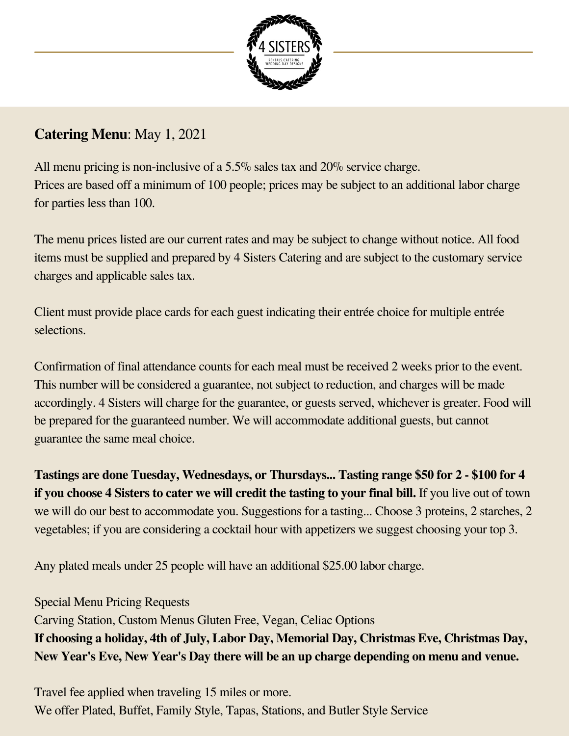**Catering Menu**: May 1, 2021

All menu pricing is non-inclusive of a 5.5% sales tax and 20% service charge.
Prices are based off a minimum of 100 people; prices may be subject to an additional labor charge for parties less than 100.

The menu prices listed are our current rates and may be subject to change without notice. All food items must be supplied and prepared by 4 Sisters Catering and are subject to the customary service charges and applicable sales tax.

Client must provide place cards for each guest indicating their entrée choice for multiple entrée selections.

Confirmation of final attendance counts for each meal must be received 2 weeks prior to the event. This number will be considered a guarantee, not subject to reduction, and charges will be made accordingly. 4 Sisters will charge for the guarantee, or guests served, whichever is greater. Food will be prepared for the guaranteed number. We will accommodate additional guests, but cannot guarantee the same meal choice.

**Tastings are done Tuesday, Wednesdays, or Thursdays... Tasting range $50 for 2 - $100 for 4 if you choose 4 Sisters to cater we will credit the tasting to your final bill.** If you live out of town we will do our best to accommodate you. Suggestions for a tasting... Choose 3 proteins, 2 starches, 2 vegetables; if you are considering a cocktail hour with appetizers we suggest choosing your top 3.

Any plated meals under 25 people will have an additional $25.00 labor charge.

Special Menu Pricing Requests
Carving Station, Custom Menus Gluten Free, Vegan, Celiac Options
**If choosing a holiday, 4th of July, Labor Day, Memorial Day, Christmas Eve, Christmas Day, New Year's Eve, New Year's Day there will be an up charge depending on menu and venue.**

Travel fee applied when traveling 15 miles or more.
We offer Plated, Buffet, Family Style, Tapas, Stations, and Butler Style Service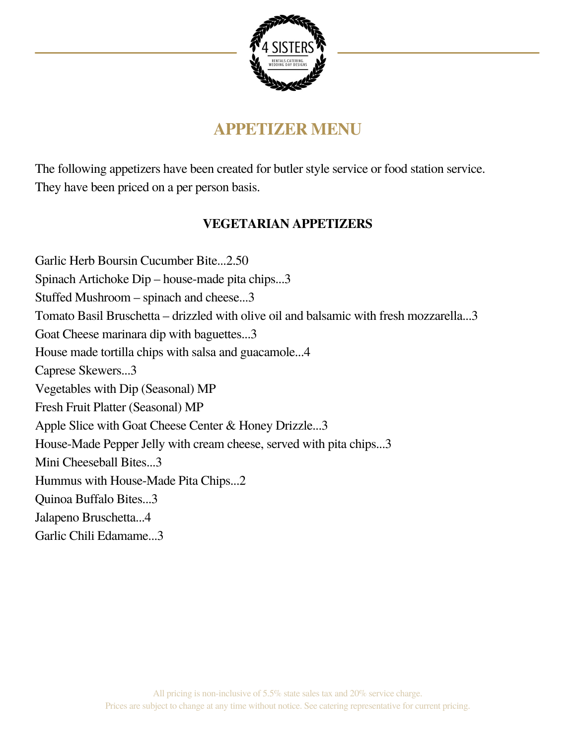# APPETIZER MENU

The following appetizers have been created for butler style service or food station service. They have been priced on a per person basis.

## VEGETARIAN APPETIZERS

Garlic Herb Boursin Cucumber Bite...2.50
Spinach Artichoke Dip – house-made pita chips...3
Stuffed Mushroom – spinach and cheese...3
Tomato Basil Bruschetta – drizzled with olive oil and balsamic with fresh mozzarella...3
Goat Cheese marinara dip with baguettes...3
House made tortilla chips with salsa and guacamole...4
Caprese Skewers...3
Vegetables with Dip (Seasonal) MP
Fresh Fruit Platter (Seasonal) MP
Apple Slice with Goat Cheese Center & Honey Drizzle...3
House-Made Pepper Jelly with cream cheese, served with pita chips...3
Mini Cheeseball Bites...3
Hummus with House-Made Pita Chips...2
Quinoa Buffalo Bites...3
Jalapeno Bruschetta...4
Garlic Chili Edamame...3

All pricing is non-inclusive of 5.5% state sales tax and 20% service charge.
Prices are subject to change at any time without notice. See catering representative for current pricing.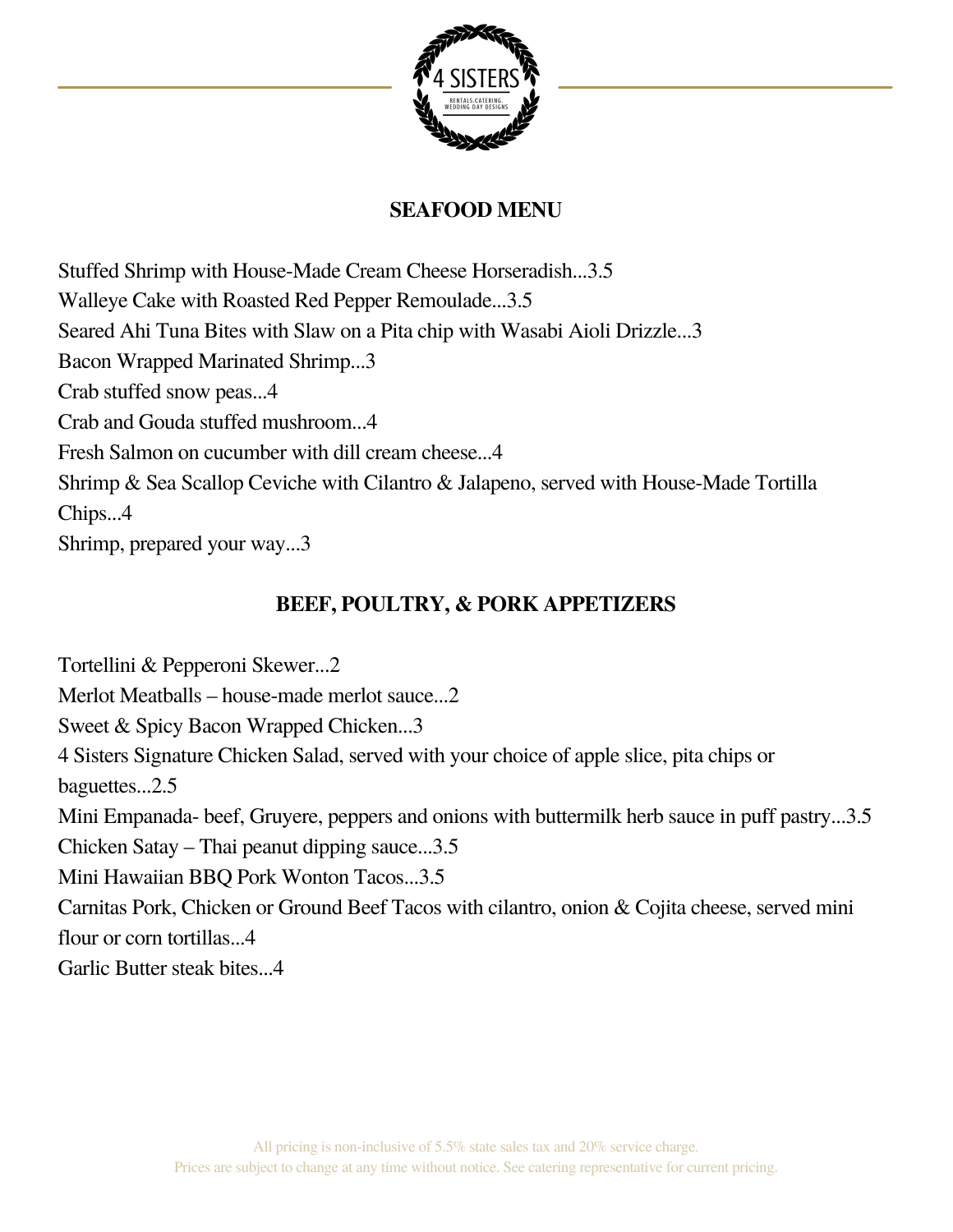## SEAFOOD MENU

Stuffed Shrimp with House-Made Cream Cheese Horseradish...3.5
Walleye Cake with Roasted Red Pepper Remoulade...3.5
Seared Ahi Tuna Bites with Slaw on a Pita chip with Wasabi Aioli Drizzle...3
Bacon Wrapped Marinated Shrimp...3
Crab stuffed snow peas...4
Crab and Gouda stuffed mushroom...4
Fresh Salmon on cucumber with dill cream cheese...4
Shrimp & Sea Scallop Ceviche with Cilantro & Jalapeno, served with House-Made Tortilla Chips...4
Shrimp, prepared your way...3

## BEEF, POULTRY, & PORK APPETIZERS

Tortellini & Pepperoni Skewer...2
Merlot Meatballs – house-made merlot sauce...2
Sweet & Spicy Bacon Wrapped Chicken...3
4 Sisters Signature Chicken Salad, served with your choice of apple slice, pita chips or baguettes...2.5
Mini Empanada- beef, Gruyere, peppers and onions with buttermilk herb sauce in puff pastry...3.5
Chicken Satay – Thai peanut dipping sauce...3.5
Mini Hawaiian BBQ Pork Wonton Tacos...3.5
Carnitas Pork, Chicken or Ground Beef Tacos with cilantro, onion & Cojita cheese, served mini flour or corn tortillas...4
Garlic Butter steak bites...4

All pricing is non-inclusive of 5.5% state sales tax and 20% service charge.
Prices are subject to change at any time without notice. See catering representative for current pricing.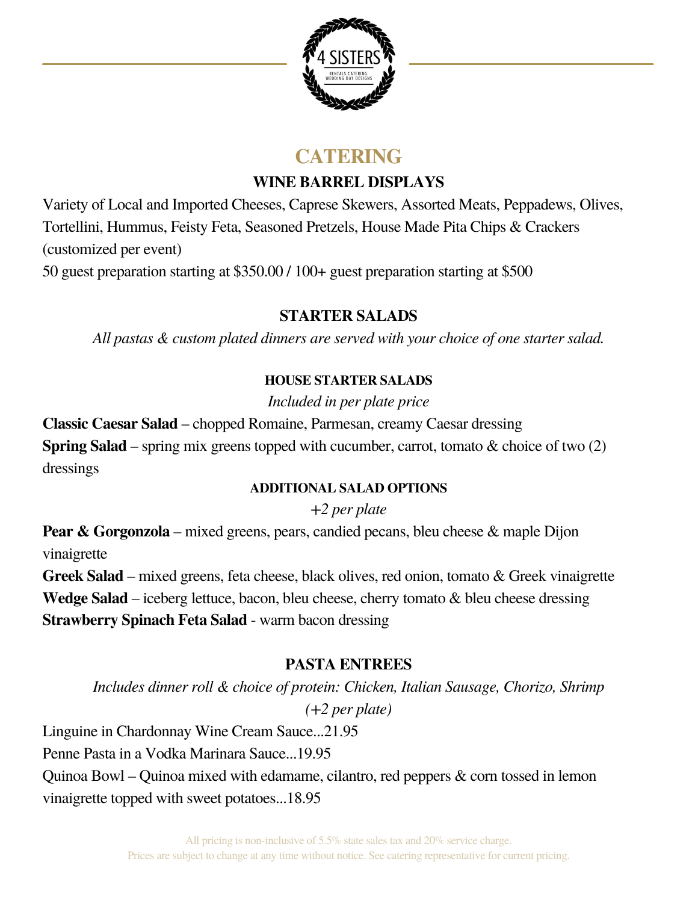# CATERING

## WINE BARREL DISPLAYS

Variety of Local and Imported Cheeses, Caprese Skewers, Assorted Meats, Peppadews, Olives, Tortellini, Hummus, Feisty Feta, Seasoned Pretzels, House Made Pita Chips & Crackers (customized per event)

50 guest preparation starting at $350.00 / 100+ guest preparation starting at $500

## STARTER SALADS

*All pastas & custom plated dinners are served with your choice of one starter salad.*

### HOUSE STARTER SALADS

*Included in per plate price*

**Classic Caesar Salad** – chopped Romaine, Parmesan, creamy Caesar dressing

**Spring Salad** – spring mix greens topped with cucumber, carrot, tomato & choice of two (2) dressings

### ADDITIONAL SALAD OPTIONS

*+2 per plate*

**Pear & Gorgonzola** – mixed greens, pears, candied pecans, bleu cheese & maple Dijon vinaigrette

**Greek Salad** – mixed greens, feta cheese, black olives, red onion, tomato & Greek vinaigrette

**Wedge Salad** – iceberg lettuce, bacon, bleu cheese, cherry tomato & bleu cheese dressing

**Strawberry Spinach Feta Salad** - warm bacon dressing

## PASTA ENTREES

*Includes dinner roll & choice of protein: Chicken, Italian Sausage, Chorizo, Shrimp (+2 per plate)*

Linguine in Chardonnay Wine Cream Sauce...21.95

Penne Pasta in a Vodka Marinara Sauce...19.95

Quinoa Bowl – Quinoa mixed with edamame, cilantro, red peppers & corn tossed in lemon vinaigrette topped with sweet potatoes...18.95

All pricing is non-inclusive of 5.5% state sales tax and 20% service charge.
Prices are subject to change at any time without notice. See catering representative for current pricing.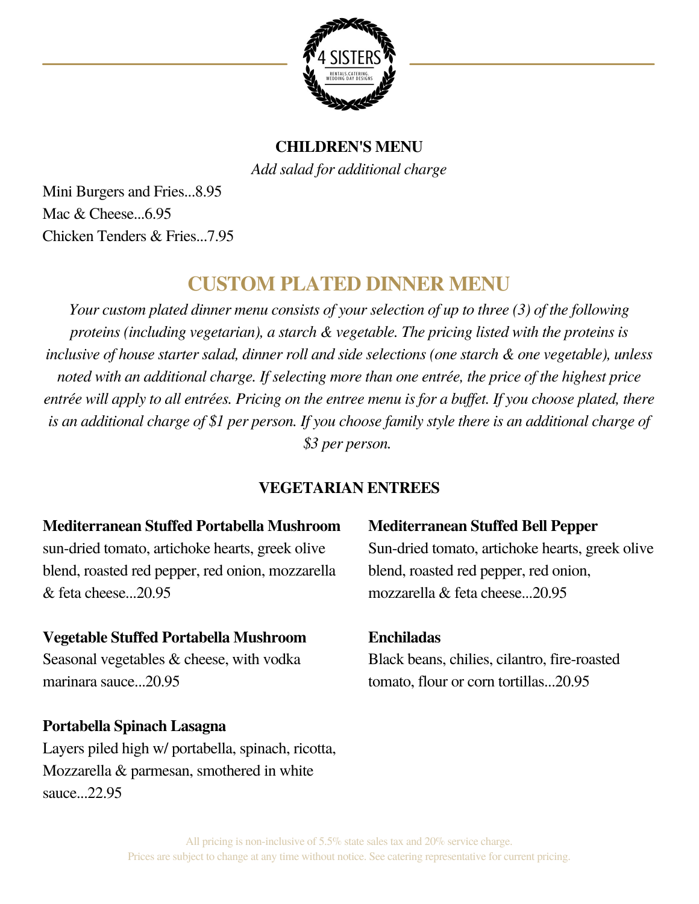## CHILDREN'S MENU

*Add salad for additional charge*

Mini Burgers and Fries...8.95
Mac & Cheese...6.95
Chicken Tenders & Fries...7.95

## CUSTOM PLATED DINNER MENU

*Your custom plated dinner menu consists of your selection of up to three (3) of the following proteins (including vegetarian), a starch & vegetable. The pricing listed with the proteins is inclusive of house starter salad, dinner roll and side selections (one starch & one vegetable), unless noted with an additional charge. If selecting more than one entrée, the price of the highest price entrée will apply to all entrées. Pricing on the entree menu is for a buffet. If you choose plated, there is an additional charge of $1 per person. If you choose family style there is an additional charge of $3 per person.*

### VEGETARIAN ENTREES

**Mediterranean Stuffed Portabella Mushroom**
sun-dried tomato, artichoke hearts, greek olive blend, roasted red pepper, red onion, mozzarella & feta cheese...20.95

**Vegetable Stuffed Portabella Mushroom**
Seasonal vegetables & cheese, with vodka marinara sauce...20.95

**Portabella Spinach Lasagna**
Layers piled high w/ portabella, spinach, ricotta, Mozzarella & parmesan, smothered in white sauce...22.95

**Mediterranean Stuffed Bell Pepper**
Sun-dried tomato, artichoke hearts, greek olive blend, roasted red pepper, red onion, mozzarella & feta cheese...20.95

**Enchiladas**
Black beans, chilies, cilantro, fire-roasted tomato, flour or corn tortillas...20.95

All pricing is non-inclusive of 5.5% state sales tax and 20% service charge.
Prices are subject to change at any time without notice. See catering representative for current pricing.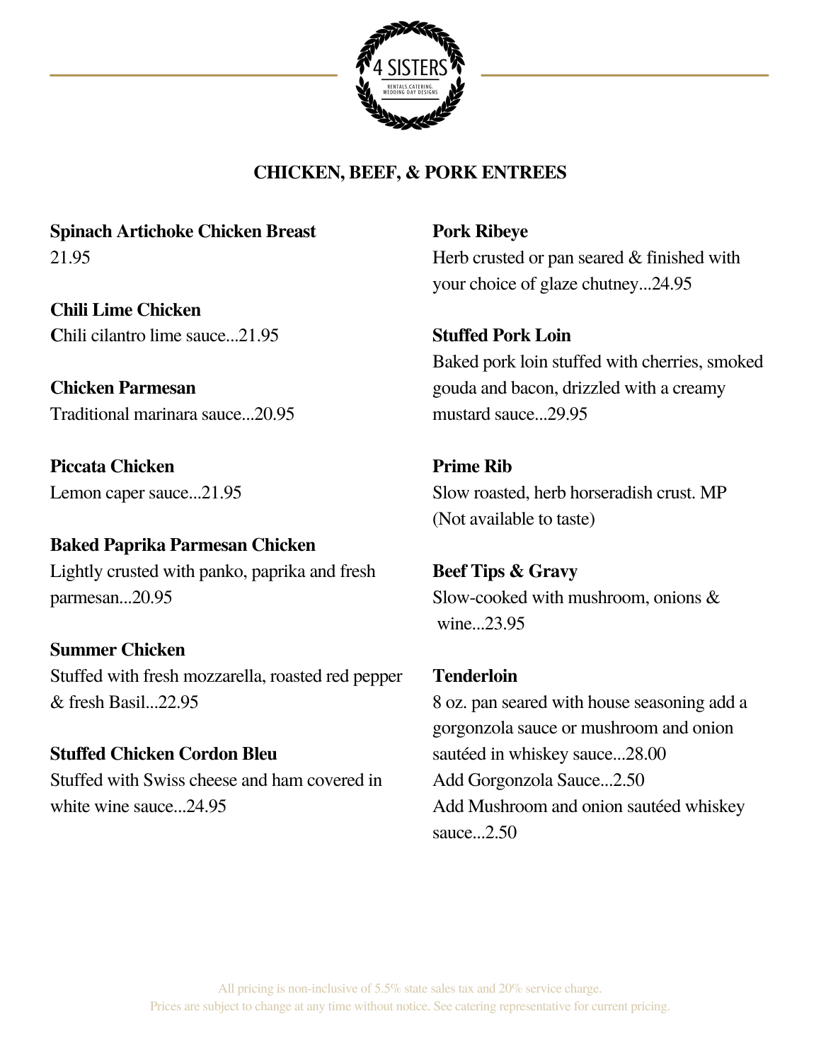4 SISTERS
RENTALS.CATERING.
WEDDING DAY DESIGNS

## CHICKEN, BEEF, & PORK ENTREES

**Spinach Artichoke Chicken Breast**
21.95

**Chili Lime Chicken**
Chili cilantro lime sauce...21.95

**Chicken Parmesan**
Traditional marinara sauce...20.95

**Piccata Chicken**
Lemon caper sauce...21.95

**Baked Paprika Parmesan Chicken**
Lightly crusted with panko, paprika and fresh parmesan...20.95

**Summer Chicken**
Stuffed with fresh mozzarella, roasted red pepper & fresh Basil...22.95

**Stuffed Chicken Cordon Bleu**
Stuffed with Swiss cheese and ham covered in white wine sauce...24.95

**Pork Ribeye**
Herb crusted or pan seared & finished with your choice of glaze chutney...24.95

**Stuffed Pork Loin**
Baked pork loin stuffed with cherries, smoked gouda and bacon, drizzled with a creamy mustard sauce...29.95

**Prime Rib**
Slow roasted, herb horseradish crust. MP
(Not available to taste)

**Beef Tips & Gravy**
Slow-cooked with mushroom, onions & wine...23.95

**Tenderloin**
8 oz. pan seared with house seasoning add a gorgonzola sauce or mushroom and onion sautéed in whiskey sauce...28.00
Add Gorgonzola Sauce...2.50
Add Mushroom and onion sautéed whiskey sauce...2.50

All pricing is non-inclusive of 5.5% state sales tax and 20% service charge.
Prices are subject to change at any time without notice. See catering representative for current pricing.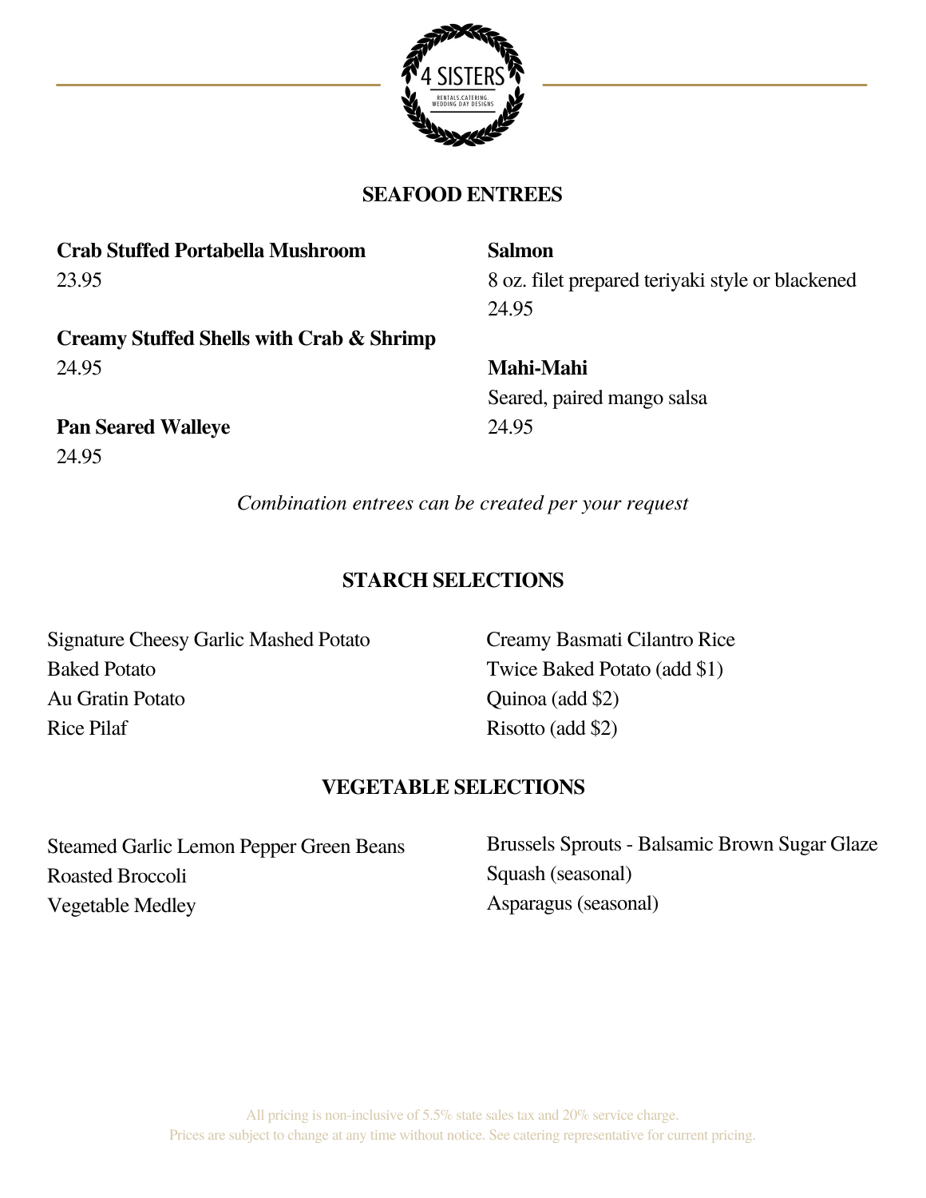## SEAFOOD ENTREES

**Crab Stuffed Portabella Mushroom**
23.95

**Creamy Stuffed Shells with Crab & Shrimp**
24.95

**Pan Seared Walleye**
24.95

**Salmon**
8 oz. filet prepared teriyaki style or blackened
24.95

**Mahi-Mahi**
Seared, paired mango salsa
24.95

*Combination entrees can be created per your request*

## STARCH SELECTIONS

Signature Cheesy Garlic Mashed Potato
Baked Potato
Au Gratin Potato
Rice Pilaf
Creamy Basmati Cilantro Rice
Twice Baked Potato (add $1)
Quinoa (add $2)
Risotto (add $2)

## VEGETABLE SELECTIONS

Steamed Garlic Lemon Pepper Green Beans
Roasted Broccoli
Vegetable Medley
Brussels Sprouts - Balsamic Brown Sugar Glaze
Squash (seasonal)
Asparagus (seasonal)

All pricing is non-inclusive of 5.5% state sales tax and 20% service charge.
Prices are subject to change at any time without notice. See catering representative for current pricing.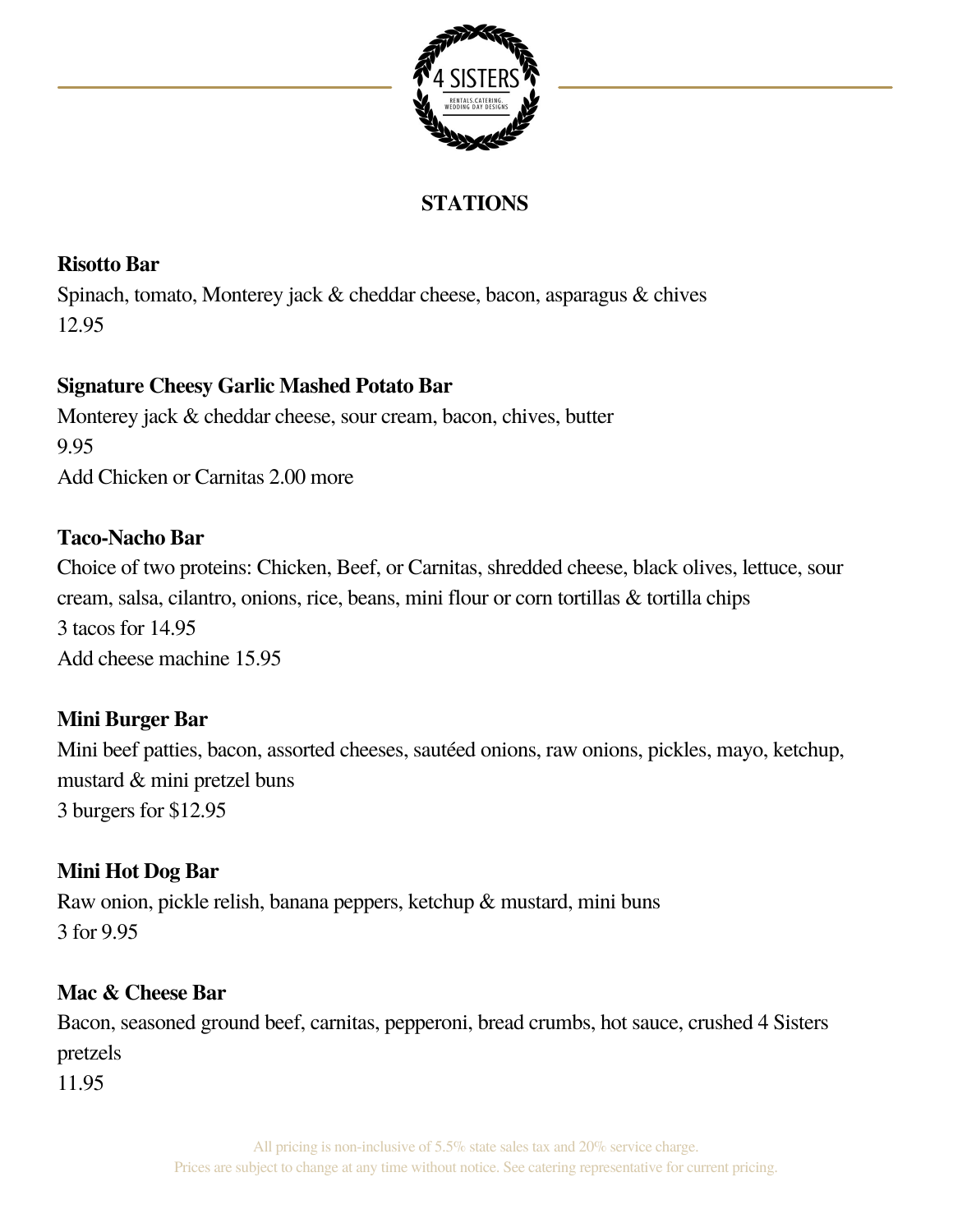## STATIONS

**Risotto Bar**

Spinach, tomato, Monterey jack & cheddar cheese, bacon, asparagus & chives

12.95

**Signature Cheesy Garlic Mashed Potato Bar**

Monterey jack & cheddar cheese, sour cream, bacon, chives, butter

9.95

Add Chicken or Carnitas 2.00 more

**Taco-Nacho Bar**

Choice of two proteins: Chicken, Beef, or Carnitas, shredded cheese, black olives, lettuce, sour cream, salsa, cilantro, onions, rice, beans, mini flour or corn tortillas & tortilla chips

3 tacos for 14.95

Add cheese machine 15.95

**Mini Burger Bar**

Mini beef patties, bacon, assorted cheeses, sautéed onions, raw onions, pickles, mayo, ketchup, mustard & mini pretzel buns

3 burgers for $12.95

**Mini Hot Dog Bar**

Raw onion, pickle relish, banana peppers, ketchup & mustard, mini buns

3 for 9.95

**Mac & Cheese Bar**

Bacon, seasoned ground beef, carnitas, pepperoni, bread crumbs, hot sauce, crushed 4 Sisters pretzels

11.95

All pricing is non-inclusive of 5.5% state sales tax and 20% service charge.
Prices are subject to change at any time without notice. See catering representative for current pricing.